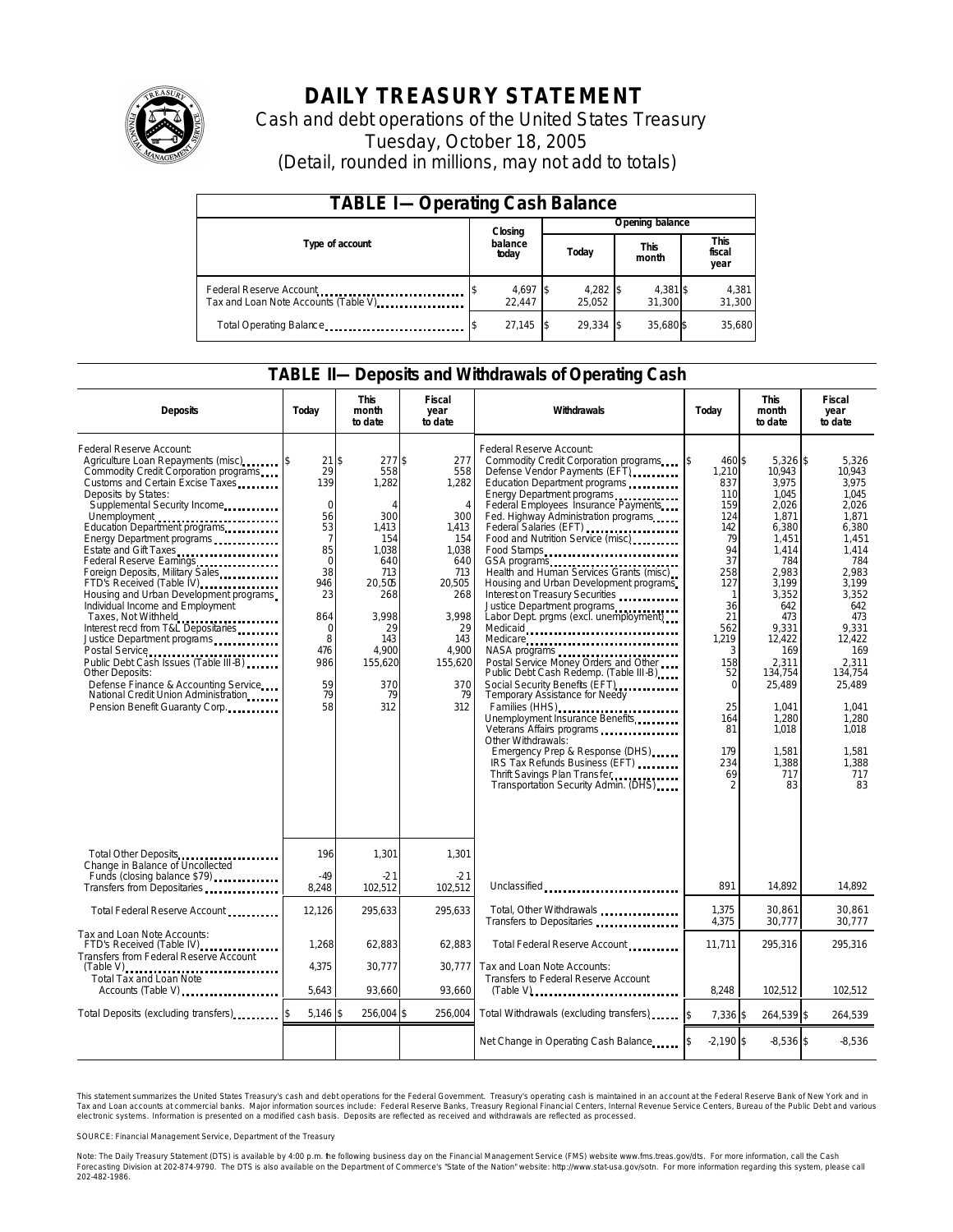# DAILY TREASURY STATEMENT

Cash and debt operations of the United States Treasury

Tuesday, October 18, 2005

(Detail, rounded in millions, may not add to totals)

## TABLE I—Operating Cash Balance

| Type of account | Closing balance today | Opening balance Today | This month | This fiscal year |
|---|---|---|---|---|
| Federal Reserve Account | $ 4,697 | $ 4,282 | $ 4,381 | $ 4,381 |
| Tax and Loan Note Accounts (Table V) | 22,447 | 25,052 | 31,300 | 31,300 |
| Total Operating Balance | $ 27,145 | $ 29,334 | $ 35,680 | $ 35,680 |

## TABLE II—Deposits and Withdrawals of Operating Cash

| Deposits | Today | This month to date | Fiscal year to date |
|---|---|---|---|
| Federal Reserve Account: | | | |
| Agriculture Loan Repayments (misc) | $ 21 | $ 277 | $ 277 |
| Commodity Credit Corporation programs | 29 | 558 | 558 |
| Customs and Certain Excise Taxes | 139 | 1,282 | 1,282 |
| Deposits by States: | | | |
| Supplemental Security Income | 0 | 4 | 4 |
| Unemployment | 56 | 300 | 300 |
| Education Department programs | 53 | 1,413 | 1,413 |
| Energy Department programs | 7 | 154 | 154 |
| Estate and Gift Taxes | 85 | 1,038 | 1,038 |
| Federal Reserve Earnings | 0 | 640 | 640 |
| Foreign Deposits, Military Sales | 38 | 713 | 713 |
| FTD's Received (Table IV) | 946 | 20,505 | 20,505 |
| Housing and Urban Development programs | 23 | 268 | 268 |
| Individual Income and Employment Taxes, Not Withheld | 864 | 3,998 | 3,998 |
| Interest recd from T&L Depositaries | 0 | 29 | 29 |
| Justice Department programs | 8 | 143 | 143 |
| Postal Service | 476 | 4,900 | 4,900 |
| Public Debt Cash Issues (Table III-B) | 986 | 155,620 | 155,620 |
| Other Deposits: | | | |
| Defense Finance & Accounting Service | 59 | 370 | 370 |
| National Credit Union Administration | 79 | 79 | 79 |
| Pension Benefit Guaranty Corp. | 58 | 312 | 312 |
| Total Other Deposits | 196 | 1,301 | 1,301 |
| Change in Balance of Uncollected Funds (closing balance $79) | -49 | -21 | -21 |
| Transfers from Depositaries | 8,248 | 102,512 | 102,512 |
| Total Federal Reserve Account | 12,126 | 295,633 | 295,633 |
| Tax and Loan Note Accounts: | | | |
| FTD's Received (Table IV) | 1,268 | 62,883 | 62,883 |
| Transfers from Federal Reserve Account (Table V) | 4,375 | 30,777 | 30,777 |
| Total Tax and Loan Note Accounts (Table V) | 5,643 | 93,660 | 93,660 |
| Total Deposits (excluding transfers) | $ 5,146 | $ 256,004 | $ 256,004 |

| Withdrawals | Today | This month to date | Fiscal year to date |
|---|---|---|---|
| Federal Reserve Account: | | | |
| Commodity Credit Corporation programs | $ 460 | $ 5,326 | $ 5,326 |
| Defense Vendor Payments (EFT) | 1,210 | 10,943 | 10,943 |
| Education Department programs | 837 | 3,975 | 3,975 |
| Energy Department programs | 110 | 1,045 | 1,045 |
| Federal Employees Insurance Payments | 159 | 2,026 | 2,026 |
| Fed. Highway Administration programs | 124 | 1,871 | 1,871 |
| Federal Salaries (EFT) | 142 | 6,380 | 6,380 |
| Food and Nutrition Service (misc) | 79 | 1,451 | 1,451 |
| Food Stamps | 94 | 1,414 | 1,414 |
| GSA programs | 37 | 784 | 784 |
| Health and Human Services Grants (misc) | 258 | 2,983 | 2,983 |
| Housing and Urban Development programs | 127 | 3,199 | 3,199 |
| Interest on Treasury Securities | 1 | 3,352 | 3,352 |
| Justice Department programs | 36 | 642 | 642 |
| Labor Dept. prgms (excl. unemployment) | 21 | 473 | 473 |
| Medicaid | 562 | 9,331 | 9,331 |
| Medicare | 1,219 | 12,422 | 12,422 |
| NASA programs | 3 | 169 | 169 |
| Postal Service Money Orders and Other | 158 | 2,311 | 2,311 |
| Public Debt Cash Redemp. (Table III-B) | 52 | 134,754 | 134,754 |
| Social Security Benefits (EFT) | 0 | 25,489 | 25,489 |
| Temporary Assistance for Needy Families (HHS) | 25 | 1,041 | 1,041 |
| Unemployment Insurance Benefits | 164 | 1,280 | 1,280 |
| Veterans Affairs programs | 81 | 1,018 | 1,018 |
| Other Withdrawals: | | | |
| Emergency Prep & Response (DHS) | 179 | 1,581 | 1,581 |
| IRS Tax Refunds Business (EFT) | 234 | 1,388 | 1,388 |
| Thrift Savings Plan Transfer | 69 | 717 | 717 |
| Transportation Security Admin. (DHS) | 2 | 83 | 83 |
| Unclassified | 891 | 14,892 | 14,892 |
| Total, Other Withdrawals | 1,375 | 30,861 | 30,861 |
| Transfers to Depositaries | 4,375 | 30,777 | 30,777 |
| Total Federal Reserve Account | 11,711 | 295,316 | 295,316 |
| Tax and Loan Note Accounts: | | | |
| Transfers to Federal Reserve Account (Table V) | 8,248 | 102,512 | 102,512 |
| Total Withdrawals (excluding transfers) | $ 7,336 | $ 264,539 | $ 264,539 |
| Net Change in Operating Cash Balance | $ -2,190 | $ -8,536 | $ -8,536 |

This statement summarizes the United States Treasury's cash and debt operations for the Federal Government. Treasury's operating cash is maintained in an account at the Federal Reserve Bank of New York and in Tax and Loan accounts at commercial banks. Major information sources include: Federal Reserve Banks, Treasury Regional Financial Centers, Internal Revenue Service Centers, Bureau of the Public Debt and various electronic systems. Information is presented on a modified cash basis. Deposits are reflected as received and withdrawals are reflected as processed.

SOURCE: Financial Management Service, Department of the Treasury

Note: The Daily Treasury Statement (DTS) is available by 4:00 p.m. the following business day on the Financial Management Service (FMS) website www.fms.treas.gov/dts. For more information, call the Cash Forecasting Division at 202-874-9790. The DTS is also available on the Department of Commerce's "State of the Nation" website: http://www.stat-usa.gov/sotn. For more information regarding this system, please call 202-482-1986.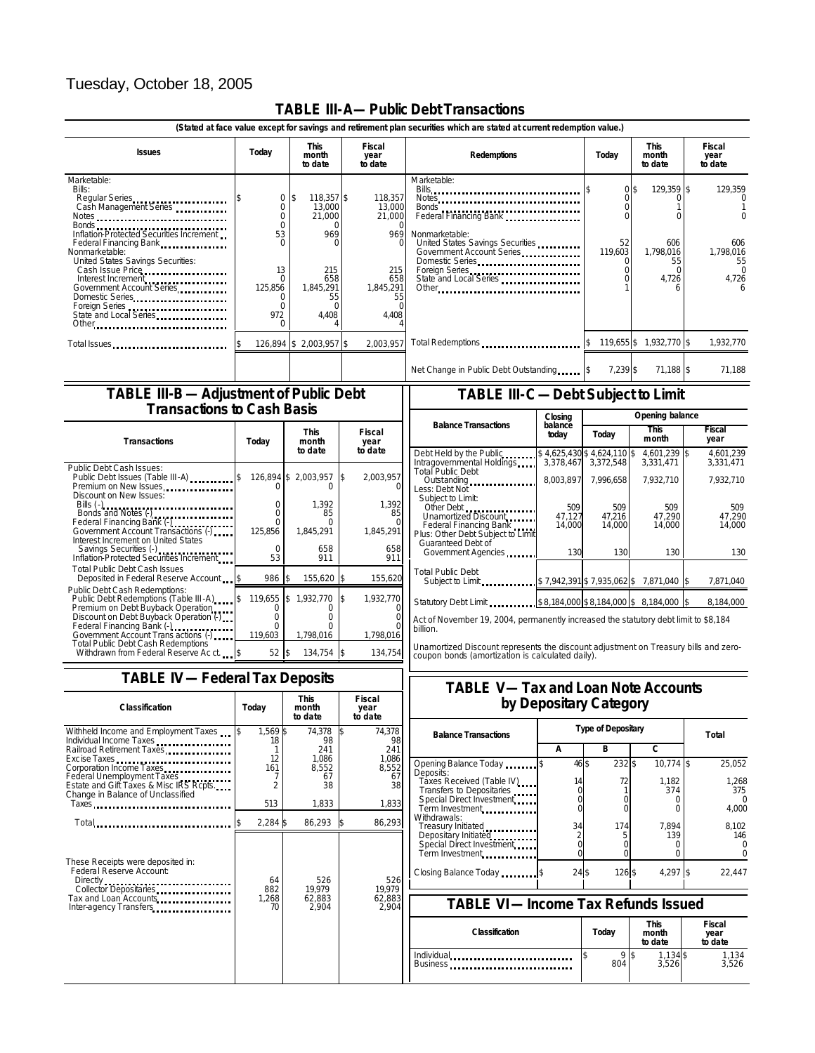Tuesday, October 18, 2005

## TABLE III-A — Public Debt Transactions

(Stated at face value except for savings and retirement plan securities which are stated at current redemption value.)

| Issues | Today | This month to date | Fiscal year to date |
|---|---|---|---|
| Marketable: | | | |
| Bills: | | | |
| Regular Series | $ 0 | $ 118,357 | $ 118,357 |
| Cash Management Series | 0 | 13,000 | 13,000 |
| Notes | 0 | 21,000 | 21,000 |
| Bonds | 0 | 0 | 0 |
| Inflation-Protected Securities Increment | 53 | 969 | 969 |
| Federal Financing Bank | 0 | 0 | 0 |
| Nonmarketable: | | | |
| United States Savings Securities: | | | |
| Cash Issue Price | 13 | 215 | 215 |
| Interest Increment | 0 | 658 | 658 |
| Government Account Series | 125,856 | 1,845,291 | 1,845,291 |
| Domestic Series | 0 | 55 | 55 |
| Foreign Series | 0 | 0 | 0 |
| State and Local Series | 972 | 4,408 | 4,408 |
| Other | 0 | 4 | 4 |
| Total Issues | $ 126,894 | $ 2,003,957 | $ 2,003,957 |

| Redemptions | Today | This month to date | Fiscal year to date |
|---|---|---|---|
| Marketable: | | | |
| Bills | $ 0 | $ 129,359 | $ 129,359 |
| Notes | 0 | 0 | 0 |
| Bonds | 0 | 1 | 1 |
| Federal Financing Bank | 0 | 0 | 0 |
| Nonmarketable: | | | |
| United States Savings Securities | 52 | 606 | 606 |
| Government Account Series | 119,603 | 1,798,016 | 1,798,016 |
| Domestic Series | 0 | 55 | 55 |
| Foreign Series | 0 | 0 | 0 |
| State and Local Series | 0 | 4,726 | 4,726 |
| Other | 1 | 6 | 6 |
| Total Redemptions | $ 119,655 | $ 1,932,770 | $ 1,932,770 |
| Net Change in Public Debt Outstanding | $ 7,239 | $ 71,188 | $ 71,188 |

## TABLE III-B — Adjustment of Public Debt Transactions to Cash Basis

| Transactions | Today | This month to date | Fiscal year to date |
|---|---|---|---|
| Public Debt Cash Issues: | | | |
| Public Debt Issues (Table III-A) | $ 126,894 | $ 2,003,957 | $ 2,003,957 |
| Premium on New Issues | 0 | 0 | 0 |
| Discount on New Issues: | | | |
| Bills (-) | 0 | 1,392 | 1,392 |
| Bonds and Notes (-) | 0 | 85 | 85 |
| Federal Financing Bank (-) | 0 | 0 | 0 |
| Government Account Transactions (-) | 125,856 | 1,845,291 | 1,845,291 |
| Interest Increment on United States Savings Securities (-) | 0 | 658 | 658 |
| Inflation-Protected Securities Increment | 53 | 911 | 911 |
| Total Public Debt Cash Issues Deposited in Federal Reserve Account | $ 986 | $ 155,620 | $ 155,620 |
| Public Debt Cash Redemptions: | | | |
| Public Debt Redemptions (Table III-A) | $ 119,655 | $ 1,932,770 | $ 1,932,770 |
| Premium on Debt Buyback Operation | 0 | 0 | 0 |
| Discount on Debt Buyback Operation (-) | 0 | 0 | 0 |
| Federal Financing Bank (-) | 0 | 0 | 0 |
| Government Account Transactions (-) | 119,603 | 1,798,016 | 1,798,016 |
| Total Public Debt Cash Redemptions Withdrawn from Federal Reserve Acct. | $ 52 | $ 134,754 | $ 134,754 |

## TABLE III-C — Debt Subject to Limit

| Balance Transactions | Closing balance today | Opening balance Today | Opening balance This month | Opening balance Fiscal year |
|---|---|---|---|---|
| Debt Held by the Public | $ 4,625,430 | $ 4,624,110 | $ 4,601,239 | $ 4,601,239 |
| Intragovernmental Holdings | 3,378,467 | 3,372,548 | 3,331,471 | 3,331,471 |
| Total Public Debt Outstanding | 8,003,897 | 7,996,658 | 7,932,710 | 7,932,710 |
| Less: Debt Not Subject to Limit: | | | | |
| Other Debt | 509 | 509 | 509 | 509 |
| Unamortized Discount | 47,127 | 47,216 | 47,290 | 47,290 |
| Federal Financing Bank | 14,000 | 14,000 | 14,000 | 14,000 |
| Plus: Other Debt Subject to Limit | | | | |
| Guaranteed Debt of Government Agencies | 130 | 130 | 130 | 130 |
| Total Public Debt Subject to Limit | $ 7,942,391 | $ 7,935,062 | $ 7,871,040 | $ 7,871,040 |
| Statutory Debt Limit | $ 8,184,000 | $ 8,184,000 | $ 8,184,000 | $ 8,184,000 |

Act of November 19, 2004, permanently increased the statutory debt limit to $8,184 billion.

Unamortized Discount represents the discount adjustment on Treasury bills and zero-coupon bonds (amortization is calculated daily).

## TABLE IV — Federal Tax Deposits

| Classification | Today | This month to date | Fiscal year to date |
|---|---|---|---|
| Withheld Income and Employment Taxes | $ 1,569 | $ 74,378 | $ 74,378 |
| Individual Income Taxes | 18 | 98 | 98 |
| Railroad Retirement Taxes | 1 | 241 | 241 |
| Excise Taxes | 12 | 1,086 | 1,086 |
| Corporation Income Taxes | 161 | 8,552 | 8,552 |
| Federal Unemployment Taxes | 7 | 67 | 67 |
| Estate and Gift Taxes & Misc IRS Rcpts. | 2 | 38 | 38 |
| Change in Balance of Unclassified Taxes | 513 | 1,833 | 1,833 |
| Total | $ 2,284 | $ 86,293 | $ 86,293 |
| These Receipts were deposited in: | | | |
| Federal Reserve Account: | | | |
| Directly | 64 | 526 | 526 |
| Collector Depositaries | 882 | 19,979 | 19,979 |
| Tax and Loan Accounts | 1,268 | 62,883 | 62,883 |
| Inter-agency Transfers | 70 | 2,904 | 2,904 |

## TABLE V — Tax and Loan Note Accounts by Depositary Category

| Balance Transactions | Type of Depositary A | B | C | Total |
|---|---|---|---|---|
| Opening Balance Today | $ 46 | $ 232 | $ 10,774 | $ 25,052 |
| Deposits: | | | | |
| Taxes Received (Table IV) | 14 | 72 | 1,182 | 1,268 |
| Transfers to Depositaries | 0 | 1 | 374 | 375 |
| Special Direct Investment | 0 | 0 | 0 | 0 |
| Term Investment | 0 | 0 | 0 | 4,000 |
| Withdrawals: | | | | |
| Treasury Initiated | 34 | 174 | 7,894 | 8,102 |
| Depositary Initiated | 2 | 5 | 139 | 146 |
| Special Direct Investment | 0 | 0 | 0 | 0 |
| Term Investment | 0 | 0 | 0 | 0 |
| Closing Balance Today | $ 24 | $ 126 | $ 4,297 | $ 22,447 |

## TABLE VI — Income Tax Refunds Issued

| Classification | Today | This month to date | Fiscal year to date |
|---|---|---|---|
| Individual | $ 9 | $ 1,134 | $ 1,134 |
| Business | 804 | 3,526 | 3,526 |